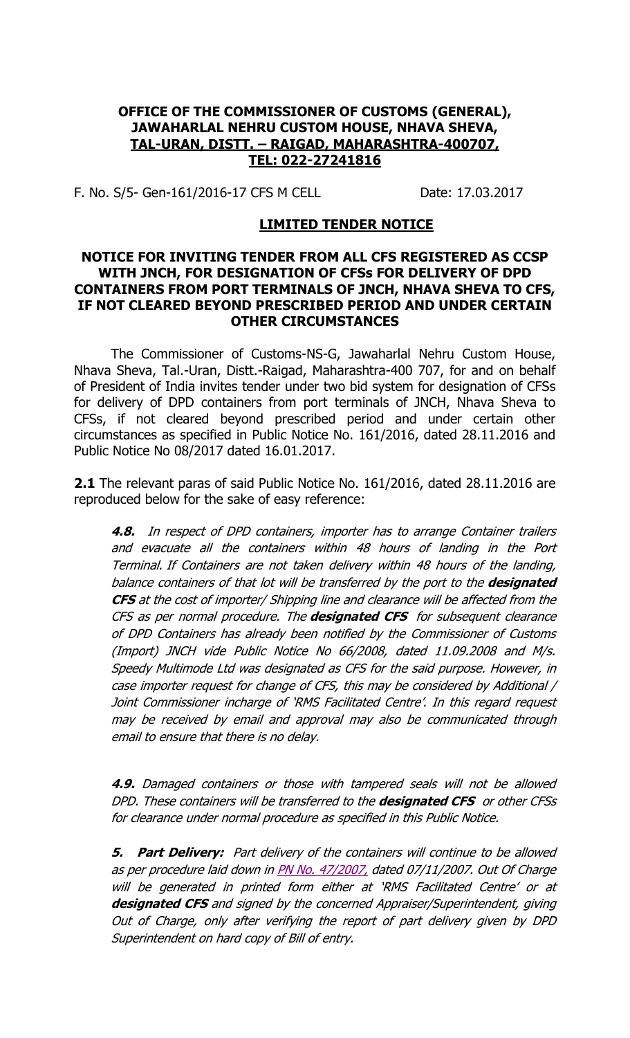**OFFICE OF THE COMMISSIONER OF CUSTOMS (GENERAL), JAWAHARLAL NEHRU CUSTOM HOUSE, NHAVA SHEVA, TAL-URAN, DISTT. – RAIGAD, MAHARASHTRA-400707, TEL: 022-27241816**

F. No. S/5- Gen-161/2016-17 CFS M CELL Date: 17.03.2017

**LIMITED TENDER NOTICE**

**NOTICE FOR INVITING TENDER FROM ALL CFS REGISTERED AS CCSP WITH JNCH, FOR DESIGNATION OF CFSs FOR DELIVERY OF DPD CONTAINERS FROM PORT TERMINALS OF JNCH, NHAVA SHEVA TO CFS, IF NOT CLEARED BEYOND PRESCRIBED PERIOD AND UNDER CERTAIN OTHER CIRCUMSTANCES**

The Commissioner of Customs-NS-G, Jawaharlal Nehru Custom House, Nhava Sheva, Tal.-Uran, Distt.-Raigad, Maharashtra-400 707, for and on behalf of President of India invites tender under two bid system for designation of CFSs for delivery of DPD containers from port terminals of JNCH, Nhava Sheva to CFSs, if not cleared beyond prescribed period and under certain other circumstances as specified in Public Notice No. 161/2016, dated 28.11.2016 and Public Notice No 08/2017 dated 16.01.2017.

**2.1** The relevant paras of said Public Notice No. 161/2016, dated 28.11.2016 are reproduced below for the sake of easy reference:

> ***4.8.*** *In respect of DPD containers, importer has to arrange Container trailers and evacuate all the containers within 48 hours of landing in the Port Terminal. If Containers are not taken delivery within 48 hours of the landing, balance containers of that lot will be transferred by the port to the* ***designated CFS*** *at the cost of importer/ Shipping line and clearance will be affected from the CFS as per normal procedure. The* ***designated CFS*** *for subsequent clearance of DPD Containers has already been notified by the Commissioner of Customs (Import) JNCH vide Public Notice No 66/2008, dated 11.09.2008 and M/s. Speedy Multimode Ltd was designated as CFS for the said purpose. However, in case importer request for change of CFS, this may be considered by Additional / Joint Commissioner incharge of 'RMS Facilitated Centre'. In this regard request may be received by email and approval may also be communicated through email to ensure that there is no delay.*
>
> ***4.9.*** *Damaged containers or those with tampered seals will not be allowed DPD. These containers will be transferred to the* ***designated CFS*** *or other CFSs for clearance under normal procedure as specified in this Public Notice.*
>
> ***5. Part Delivery:*** *Part delivery of the containers will continue to be allowed as per procedure laid down in PN No. 47/2007, dated 07/11/2007. Out Of Charge will be generated in printed form either at 'RMS Facilitated Centre' or at* ***designated CFS*** *and signed by the concerned Appraiser/Superintendent, giving Out of Charge, only after verifying the report of part delivery given by DPD Superintendent on hard copy of Bill of entry.*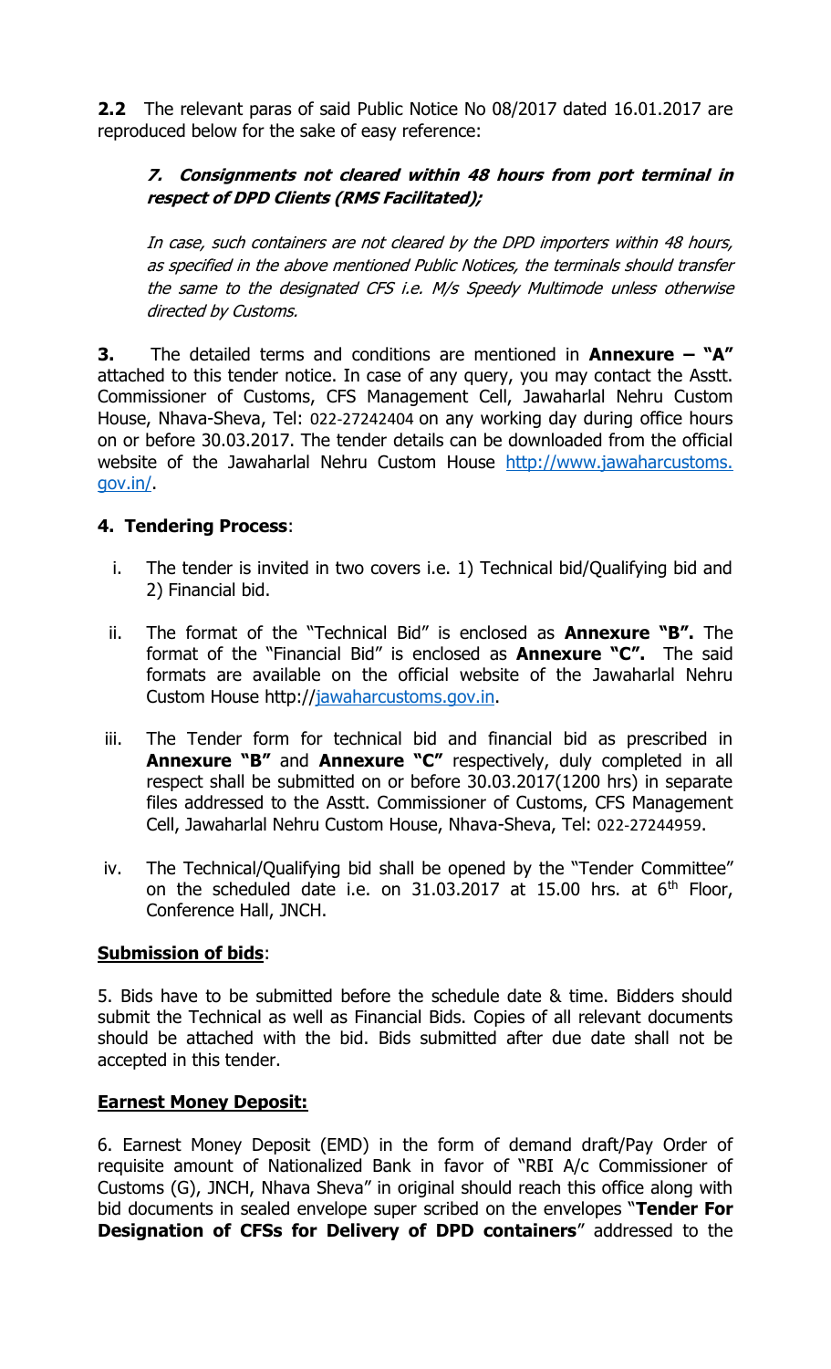**2.2** The relevant paras of said Public Notice No 08/2017 dated 16.01.2017 are reproduced below for the sake of easy reference:

> ***7. Consignments not cleared within 48 hours from port terminal in respect of DPD Clients (RMS Facilitated);***
>
> *In case, such containers are not cleared by the DPD importers within 48 hours, as specified in the above mentioned Public Notices, the terminals should transfer the same to the designated CFS i.e. M/s Speedy Multimode unless otherwise directed by Customs.*

**3.** The detailed terms and conditions are mentioned in **Annexure – "A"** attached to this tender notice. In case of any query, you may contact the Asstt. Commissioner of Customs, CFS Management Cell, Jawaharlal Nehru Custom House, Nhava-Sheva, Tel: 022-27242404 on any working day during office hours on or before 30.03.2017. The tender details can be downloaded from the official website of the Jawaharlal Nehru Custom House http://www.jawaharcustoms.gov.in/.

## 4. Tendering Process:

i. The tender is invited in two covers i.e. 1) Technical bid/Qualifying bid and 2) Financial bid.

ii. The format of the "Technical Bid" is enclosed as **Annexure "B".** The format of the "Financial Bid" is enclosed as **Annexure "C".** The said formats are available on the official website of the Jawaharlal Nehru Custom House http://jawaharcustoms.gov.in.

iii. The Tender form for technical bid and financial bid as prescribed in **Annexure "B"** and **Annexure "C"** respectively, duly completed in all respect shall be submitted on or before 30.03.2017(1200 hrs) in separate files addressed to the Asstt. Commissioner of Customs, CFS Management Cell, Jawaharlal Nehru Custom House, Nhava-Sheva, Tel: 022-27244959.

iv. The Technical/Qualifying bid shall be opened by the "Tender Committee" on the scheduled date i.e. on 31.03.2017 at 15.00 hrs. at 6th Floor, Conference Hall, JNCH.

**Submission of bids**:

5. Bids have to be submitted before the schedule date & time. Bidders should submit the Technical as well as Financial Bids. Copies of all relevant documents should be attached with the bid. Bids submitted after due date shall not be accepted in this tender.

**Earnest Money Deposit:**

6. Earnest Money Deposit (EMD) in the form of demand draft/Pay Order of requisite amount of Nationalized Bank in favor of "RBI A/c Commissioner of Customs (G), JNCH, Nhava Sheva" in original should reach this office along with bid documents in sealed envelope super scribed on the envelopes "**Tender For Designation of CFSs for Delivery of DPD containers**" addressed to the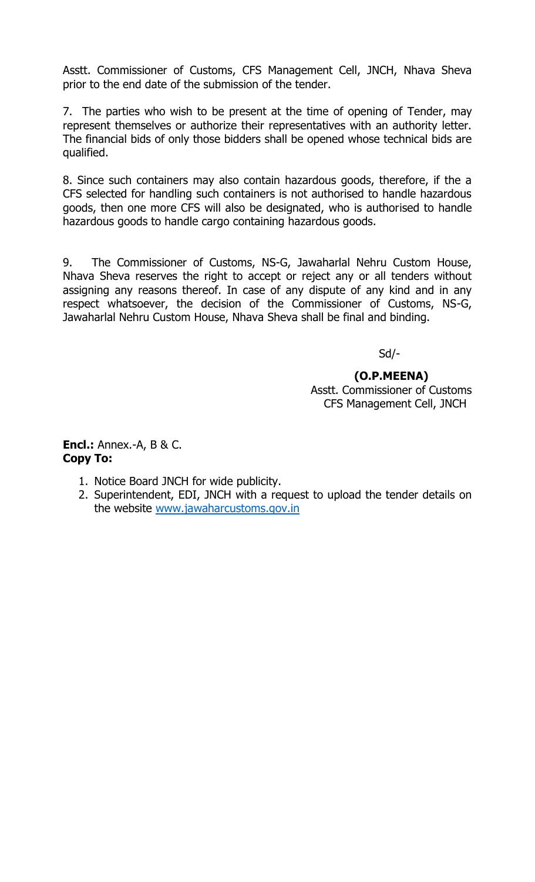Asstt. Commissioner of Customs, CFS Management Cell, JNCH, Nhava Sheva prior to the end date of the submission of the tender.

7. The parties who wish to be present at the time of opening of Tender, may represent themselves or authorize their representatives with an authority letter. The financial bids of only those bidders shall be opened whose technical bids are qualified.

8. Since such containers may also contain hazardous goods, therefore, if the a CFS selected for handling such containers is not authorised to handle hazardous goods, then one more CFS will also be designated, who is authorised to handle hazardous goods to handle cargo containing hazardous goods.

9. The Commissioner of Customs, NS-G, Jawaharlal Nehru Custom House, Nhava Sheva reserves the right to accept or reject any or all tenders without assigning any reasons thereof. In case of any dispute of any kind and in any respect whatsoever, the decision of the Commissioner of Customs, NS-G, Jawaharlal Nehru Custom House, Nhava Sheva shall be final and binding.

Sd/-

**(O.P.MEENA)**
Asstt. Commissioner of Customs
CFS Management Cell, JNCH

**Encl.:** Annex.-A, B & C.
**Copy To:**

1. Notice Board JNCH for wide publicity.
2. Superintendent, EDI, JNCH with a request to upload the tender details on the website www.jawaharcustoms.gov.in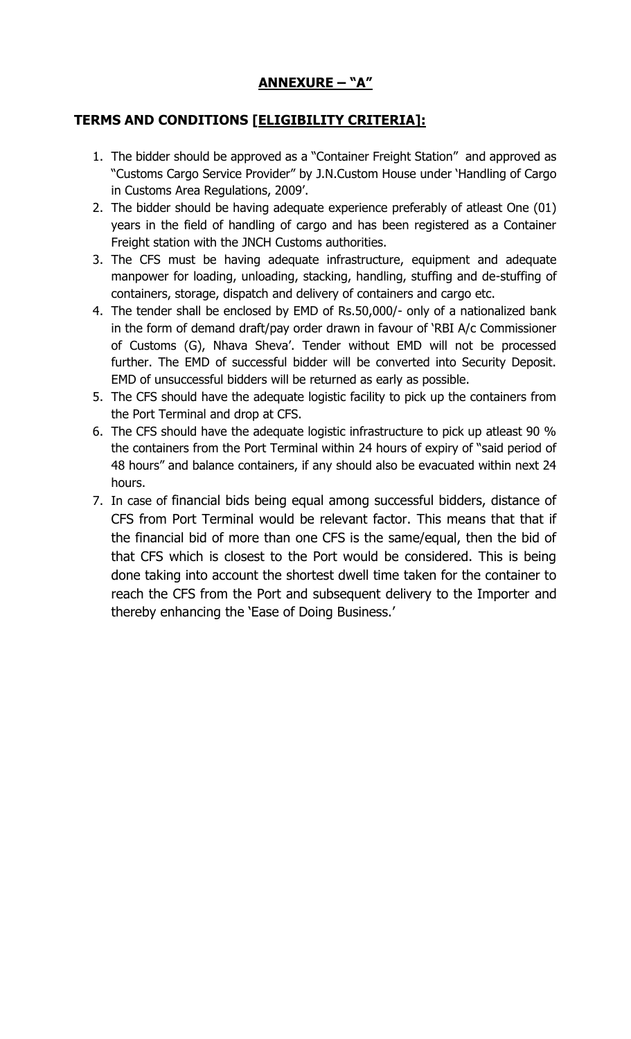## ANNEXURE – "A"

### TERMS AND CONDITIONS [ELIGIBILITY CRITERIA]:

1. The bidder should be approved as a "Container Freight Station" and approved as "Customs Cargo Service Provider" by J.N.Custom House under 'Handling of Cargo in Customs Area Regulations, 2009'.
2. The bidder should be having adequate experience preferably of atleast One (01) years in the field of handling of cargo and has been registered as a Container Freight station with the JNCH Customs authorities.
3. The CFS must be having adequate infrastructure, equipment and adequate manpower for loading, unloading, stacking, handling, stuffing and de-stuffing of containers, storage, dispatch and delivery of containers and cargo etc.
4. The tender shall be enclosed by EMD of Rs.50,000/- only of a nationalized bank in the form of demand draft/pay order drawn in favour of 'RBI A/c Commissioner of Customs (G), Nhava Sheva'. Tender without EMD will not be processed further. The EMD of successful bidder will be converted into Security Deposit. EMD of unsuccessful bidders will be returned as early as possible.
5. The CFS should have the adequate logistic facility to pick up the containers from the Port Terminal and drop at CFS.
6. The CFS should have the adequate logistic infrastructure to pick up atleast 90 % the containers from the Port Terminal within 24 hours of expiry of "said period of 48 hours" and balance containers, if any should also be evacuated within next 24 hours.
7. In case of financial bids being equal among successful bidders, distance of CFS from Port Terminal would be relevant factor. This means that that if the financial bid of more than one CFS is the same/equal, then the bid of that CFS which is closest to the Port would be considered. This is being done taking into account the shortest dwell time taken for the container to reach the CFS from the Port and subsequent delivery to the Importer and thereby enhancing the 'Ease of Doing Business.'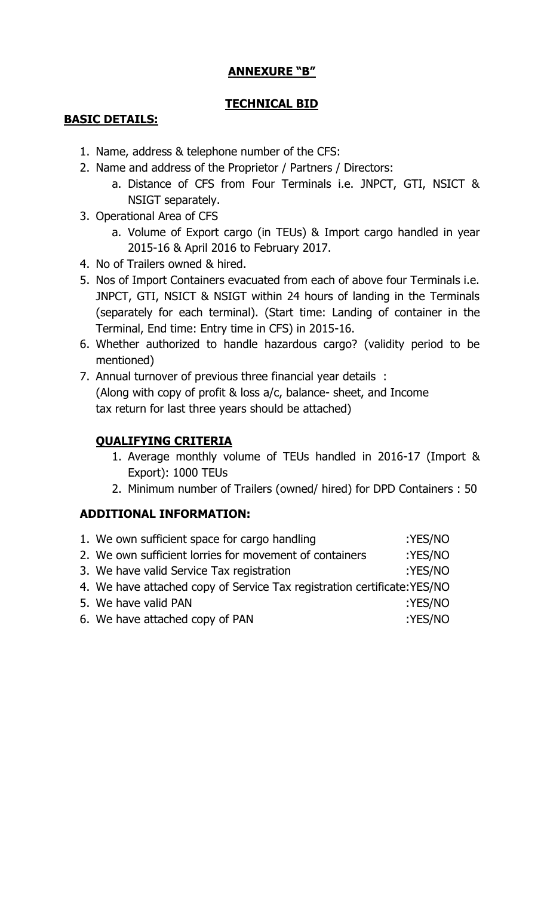# ANNEXURE "B"

## TECHNICAL BID

**BASIC DETAILS:**

1. Name, address & telephone number of the CFS:
2. Name and address of the Proprietor / Partners / Directors:
    a. Distance of CFS from Four Terminals i.e. JNPCT, GTI, NSICT & NSIGT separately.
3. Operational Area of CFS
    a. Volume of Export cargo (in TEUs) & Import cargo handled in year 2015-16 & April 2016 to February 2017.
4. No of Trailers owned & hired.
5. Nos of Import Containers evacuated from each of above four Terminals i.e. JNPCT, GTI, NSICT & NSIGT within 24 hours of landing in the Terminals (separately for each terminal). (Start time: Landing of container in the Terminal, End time: Entry time in CFS) in 2015-16.
6. Whether authorized to handle hazardous cargo? (validity period to be mentioned)
7. Annual turnover of previous three financial year details :
   (Along with copy of profit & loss a/c, balance- sheet, and Income tax return for last three years should be attached)

**QUALIFYING CRITERIA**

1. Average monthly volume of TEUs handled in 2016-17 (Import & Export): 1000 TEUs
2. Minimum number of Trailers (owned/ hired) for DPD Containers : 50

**ADDITIONAL INFORMATION:**

1. We own sufficient space for cargo handling :YES/NO
2. We own sufficient lorries for movement of containers :YES/NO
3. We have valid Service Tax registration :YES/NO
4. We have attached copy of Service Tax registration certificate:YES/NO
5. We have valid PAN :YES/NO
6. We have attached copy of PAN :YES/NO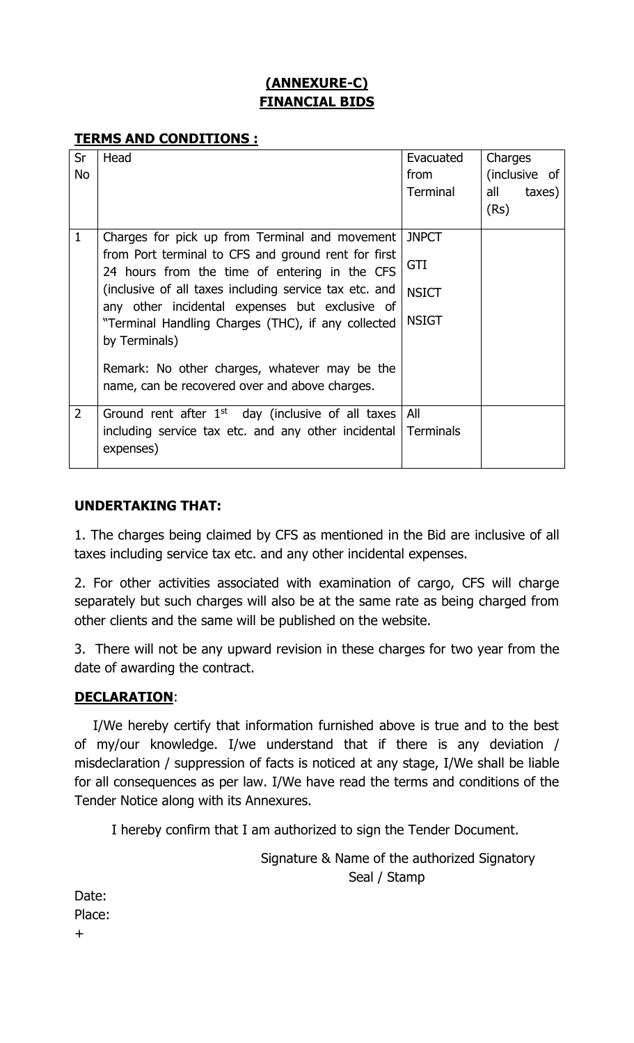## (ANNEXURE-C)
## FINANCIAL BIDS

**TERMS AND CONDITIONS :**

| Sr No | Head | Evacuated from Terminal | Charges (inclusive of all taxes) (Rs) |
|---|---|---|---|
| 1 | Charges for pick up from Terminal and movement from Port terminal to CFS and ground rent for first 24 hours from the time of entering in the CFS (inclusive of all taxes including service tax etc. and any other incidental expenses but exclusive of "Terminal Handling Charges (THC), if any collected by Terminals)<br><br>Remark: No other charges, whatever may be the name, can be recovered over and above charges. | JNPCT<br><br>GTI<br><br>NSICT<br><br>NSIGT | |
| 2 | Ground rent after 1st day (inclusive of all taxes including service tax etc. and any other incidental expenses) | All Terminals | |

**UNDERTAKING THAT:**

1. The charges being claimed by CFS as mentioned in the Bid are inclusive of all taxes including service tax etc. and any other incidental expenses.

2. For other activities associated with examination of cargo, CFS will charge separately but such charges will also be at the same rate as being charged from other clients and the same will be published on the website.

3. There will not be any upward revision in these charges for two year from the date of awarding the contract.

**DECLARATION**:

I/We hereby certify that information furnished above is true and to the best of my/our knowledge. I/we understand that if there is any deviation / misdeclaration / suppression of facts is noticed at any stage, I/We shall be liable for all consequences as per law. I/We have read the terms and conditions of the Tender Notice along with its Annexures.

I hereby confirm that I am authorized to sign the Tender Document.

Signature & Name of the authorized Signatory
Seal / Stamp

Date:
Place:
+